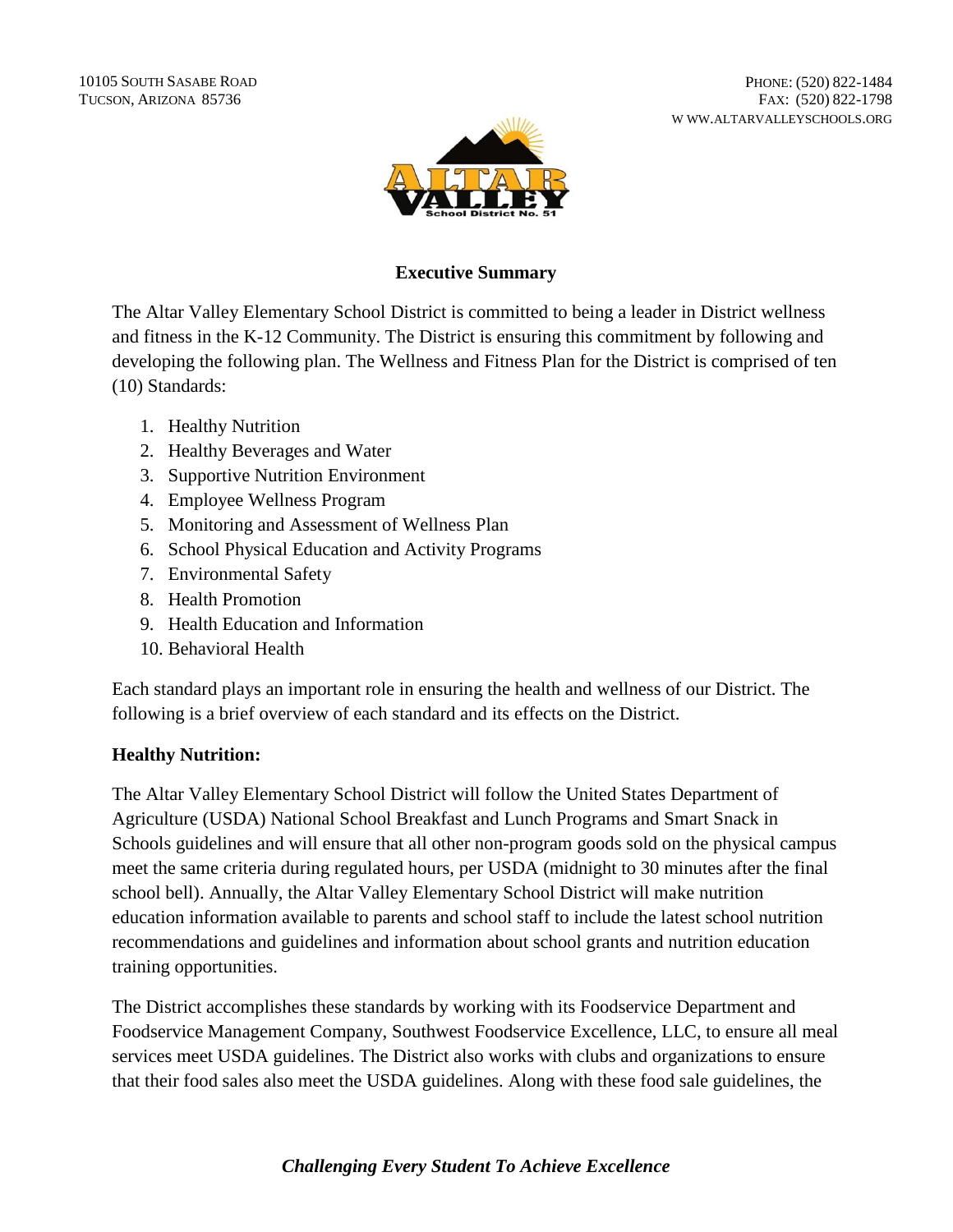10105 South Sasabe Road
Tucson, Arizona 85736

Phone: (520) 822-1484
Fax: (520) 822-1798
www.altarvalleyschools.org

## Executive Summary

The Altar Valley Elementary School District is committed to being a leader in District wellness and fitness in the K-12 Community. The District is ensuring this commitment by following and developing the following plan. The Wellness and Fitness Plan for the District is comprised of ten (10) Standards:

1. Healthy Nutrition
2. Healthy Beverages and Water
3. Supportive Nutrition Environment
4. Employee Wellness Program
5. Monitoring and Assessment of Wellness Plan
6. School Physical Education and Activity Programs
7. Environmental Safety
8. Health Promotion
9. Health Education and Information
10. Behavioral Health

Each standard plays an important role in ensuring the health and wellness of our District. The following is a brief overview of each standard and its effects on the District.

**Healthy Nutrition:**

The Altar Valley Elementary School District will follow the United States Department of Agriculture (USDA) National School Breakfast and Lunch Programs and Smart Snack in Schools guidelines and will ensure that all other non-program goods sold on the physical campus meet the same criteria during regulated hours, per USDA (midnight to 30 minutes after the final school bell). Annually, the Altar Valley Elementary School District will make nutrition education information available to parents and school staff to include the latest school nutrition recommendations and guidelines and information about school grants and nutrition education training opportunities.

The District accomplishes these standards by working with its Foodservice Department and Foodservice Management Company, Southwest Foodservice Excellence, LLC, to ensure all meal services meet USDA guidelines. The District also works with clubs and organizations to ensure that their food sales also meet the USDA guidelines. Along with these food sale guidelines, the

*Challenging Every Student To Achieve Excellence*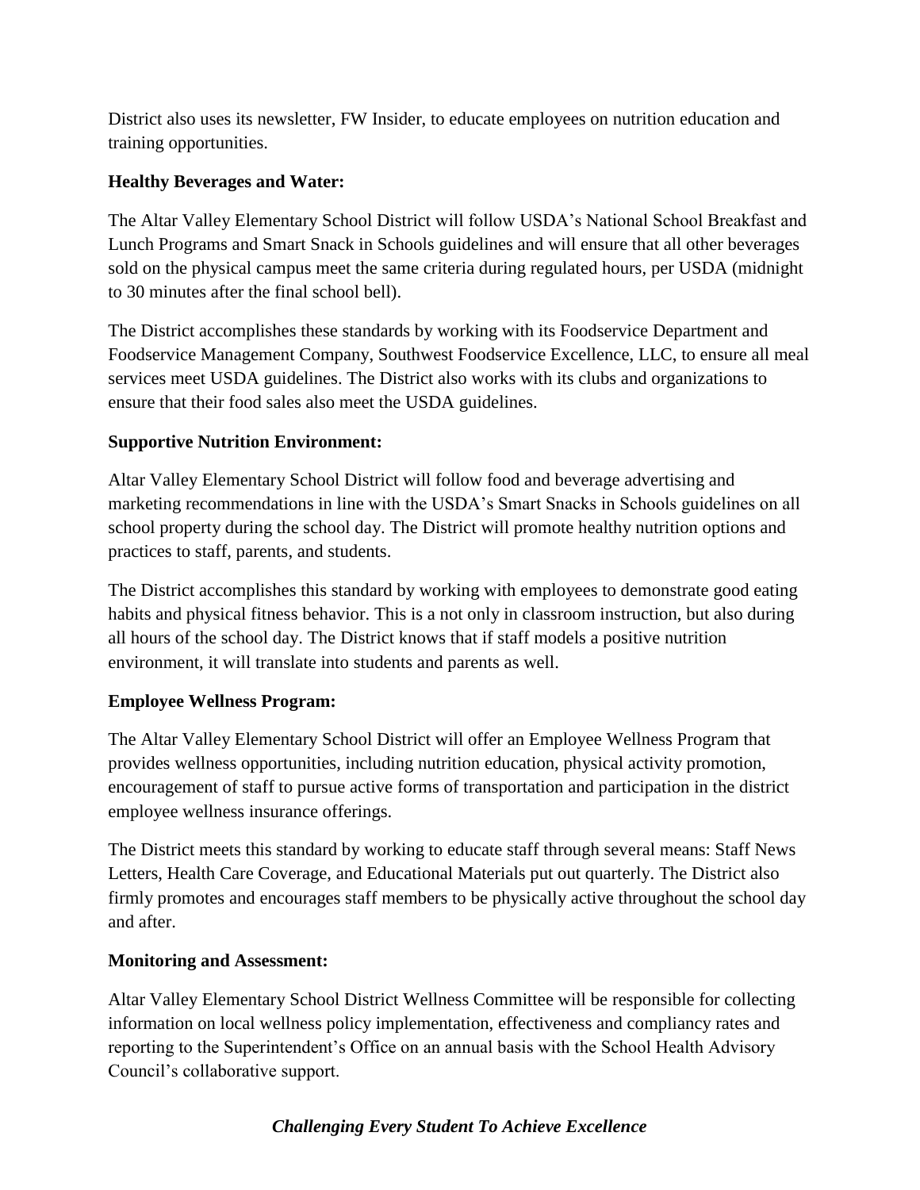District also uses its newsletter, FW Insider, to educate employees on nutrition education and training opportunities.

**Healthy Beverages and Water:**

The Altar Valley Elementary School District will follow USDA's National School Breakfast and Lunch Programs and Smart Snack in Schools guidelines and will ensure that all other beverages sold on the physical campus meet the same criteria during regulated hours, per USDA (midnight to 30 minutes after the final school bell).

The District accomplishes these standards by working with its Foodservice Department and Foodservice Management Company, Southwest Foodservice Excellence, LLC, to ensure all meal services meet USDA guidelines. The District also works with its clubs and organizations to ensure that their food sales also meet the USDA guidelines.

**Supportive Nutrition Environment:**

Altar Valley Elementary School District will follow food and beverage advertising and marketing recommendations in line with the USDA's Smart Snacks in Schools guidelines on all school property during the school day. The District will promote healthy nutrition options and practices to staff, parents, and students.

The District accomplishes this standard by working with employees to demonstrate good eating habits and physical fitness behavior. This is a not only in classroom instruction, but also during all hours of the school day. The District knows that if staff models a positive nutrition environment, it will translate into students and parents as well.

**Employee Wellness Program:**

The Altar Valley Elementary School District will offer an Employee Wellness Program that provides wellness opportunities, including nutrition education, physical activity promotion, encouragement of staff to pursue active forms of transportation and participation in the district employee wellness insurance offerings.

The District meets this standard by working to educate staff through several means: Staff News Letters, Health Care Coverage, and Educational Materials put out quarterly. The District also firmly promotes and encourages staff members to be physically active throughout the school day and after.

**Monitoring and Assessment:**

Altar Valley Elementary School District Wellness Committee will be responsible for collecting information on local wellness policy implementation, effectiveness and compliancy rates and reporting to the Superintendent's Office on an annual basis with the School Health Advisory Council's collaborative support.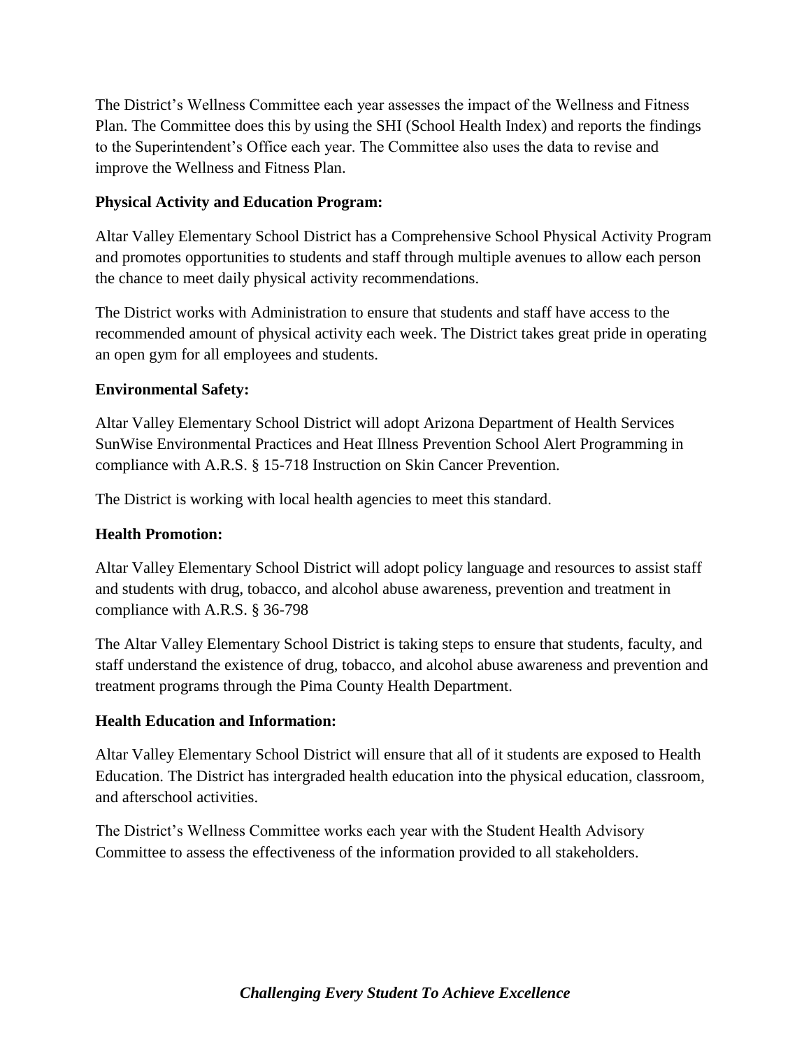The District's Wellness Committee each year assesses the impact of the Wellness and Fitness Plan. The Committee does this by using the SHI (School Health Index) and reports the findings to the Superintendent's Office each year. The Committee also uses the data to revise and improve the Wellness and Fitness Plan.

**Physical Activity and Education Program:**

Altar Valley Elementary School District has a Comprehensive School Physical Activity Program and promotes opportunities to students and staff through multiple avenues to allow each person the chance to meet daily physical activity recommendations.

The District works with Administration to ensure that students and staff have access to the recommended amount of physical activity each week. The District takes great pride in operating an open gym for all employees and students.

**Environmental Safety:**

Altar Valley Elementary School District will adopt Arizona Department of Health Services SunWise Environmental Practices and Heat Illness Prevention School Alert Programming in compliance with A.R.S. § 15-718 Instruction on Skin Cancer Prevention.

The District is working with local health agencies to meet this standard.

**Health Promotion:**

Altar Valley Elementary School District will adopt policy language and resources to assist staff and students with drug, tobacco, and alcohol abuse awareness, prevention and treatment in compliance with A.R.S. § 36-798

The Altar Valley Elementary School District is taking steps to ensure that students, faculty, and staff understand the existence of drug, tobacco, and alcohol abuse awareness and prevention and treatment programs through the Pima County Health Department.

**Health Education and Information:**

Altar Valley Elementary School District will ensure that all of it students are exposed to Health Education. The District has intergraded health education into the physical education, classroom, and afterschool activities.

The District's Wellness Committee works each year with the Student Health Advisory Committee to assess the effectiveness of the information provided to all stakeholders.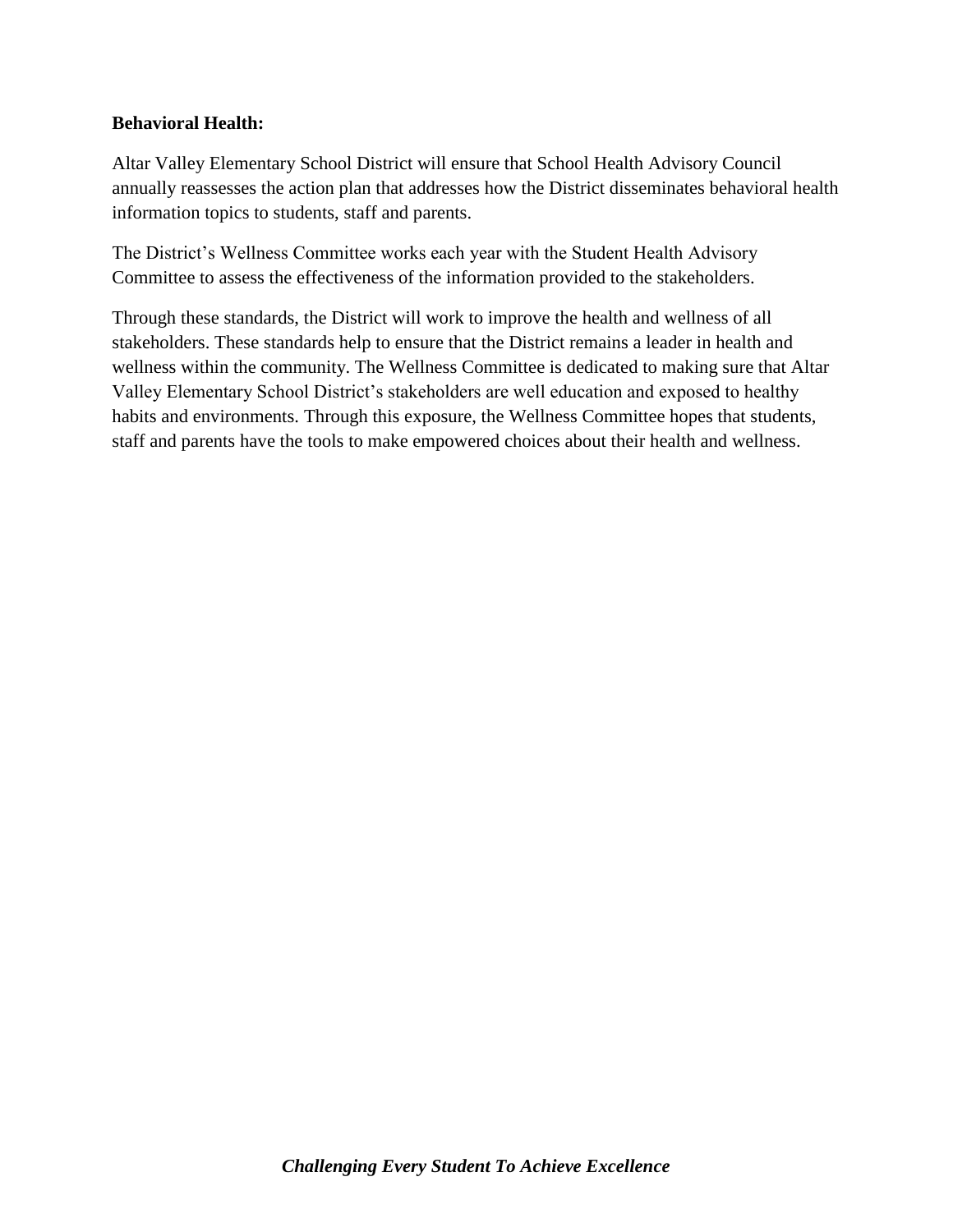**Behavioral Health:**

Altar Valley Elementary School District will ensure that School Health Advisory Council annually reassesses the action plan that addresses how the District disseminates behavioral health information topics to students, staff and parents.

The District's Wellness Committee works each year with the Student Health Advisory Committee to assess the effectiveness of the information provided to the stakeholders.

Through these standards, the District will work to improve the health and wellness of all stakeholders. These standards help to ensure that the District remains a leader in health and wellness within the community. The Wellness Committee is dedicated to making sure that Altar Valley Elementary School District's stakeholders are well education and exposed to healthy habits and environments. Through this exposure, the Wellness Committee hopes that students, staff and parents have the tools to make empowered choices about their health and wellness.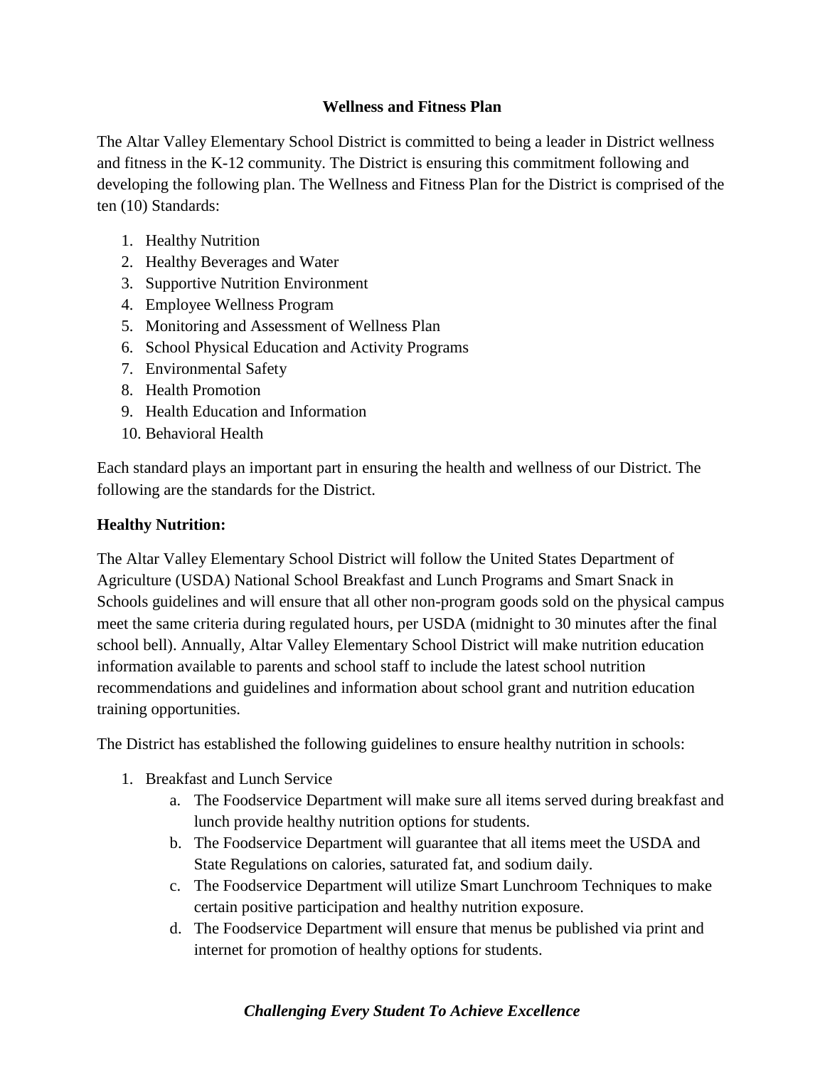## Wellness and Fitness Plan

The Altar Valley Elementary School District is committed to being a leader in District wellness and fitness in the K-12 community. The District is ensuring this commitment following and developing the following plan. The Wellness and Fitness Plan for the District is comprised of the ten (10) Standards:

1. Healthy Nutrition
2. Healthy Beverages and Water
3. Supportive Nutrition Environment
4. Employee Wellness Program
5. Monitoring and Assessment of Wellness Plan
6. School Physical Education and Activity Programs
7. Environmental Safety
8. Health Promotion
9. Health Education and Information
10. Behavioral Health

Each standard plays an important part in ensuring the health and wellness of our District. The following are the standards for the District.

**Healthy Nutrition:**

The Altar Valley Elementary School District will follow the United States Department of Agriculture (USDA) National School Breakfast and Lunch Programs and Smart Snack in Schools guidelines and will ensure that all other non-program goods sold on the physical campus meet the same criteria during regulated hours, per USDA (midnight to 30 minutes after the final school bell). Annually, Altar Valley Elementary School District will make nutrition education information available to parents and school staff to include the latest school nutrition recommendations and guidelines and information about school grant and nutrition education training opportunities.

The District has established the following guidelines to ensure healthy nutrition in schools:

1. Breakfast and Lunch Service
   a. The Foodservice Department will make sure all items served during breakfast and lunch provide healthy nutrition options for students.
   b. The Foodservice Department will guarantee that all items meet the USDA and State Regulations on calories, saturated fat, and sodium daily.
   c. The Foodservice Department will utilize Smart Lunchroom Techniques to make certain positive participation and healthy nutrition exposure.
   d. The Foodservice Department will ensure that menus be published via print and internet for promotion of healthy options for students.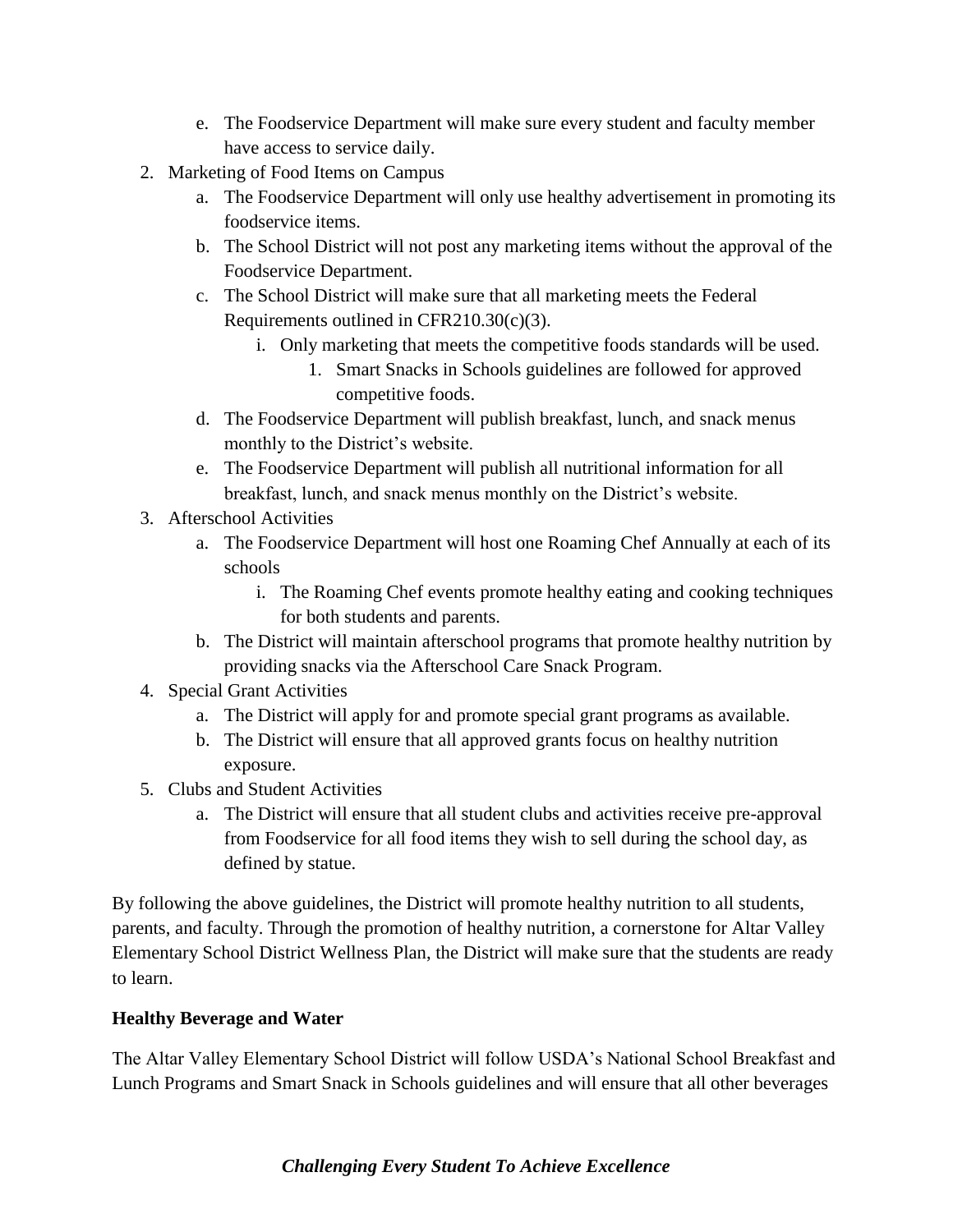e. The Foodservice Department will make sure every student and faculty member have access to service daily.

2. Marketing of Food Items on Campus
   a. The Foodservice Department will only use healthy advertisement in promoting its foodservice items.
   b. The School District will not post any marketing items without the approval of the Foodservice Department.
   c. The School District will make sure that all marketing meets the Federal Requirements outlined in CFR210.30(c)(3).
      i. Only marketing that meets the competitive foods standards will be used.
         1. Smart Snacks in Schools guidelines are followed for approved competitive foods.
   d. The Foodservice Department will publish breakfast, lunch, and snack menus monthly to the District's website.
   e. The Foodservice Department will publish all nutritional information for all breakfast, lunch, and snack menus monthly on the District's website.
3. Afterschool Activities
   a. The Foodservice Department will host one Roaming Chef Annually at each of its schools
      i. The Roaming Chef events promote healthy eating and cooking techniques for both students and parents.
   b. The District will maintain afterschool programs that promote healthy nutrition by providing snacks via the Afterschool Care Snack Program.
4. Special Grant Activities
   a. The District will apply for and promote special grant programs as available.
   b. The District will ensure that all approved grants focus on healthy nutrition exposure.
5. Clubs and Student Activities
   a. The District will ensure that all student clubs and activities receive pre-approval from Foodservice for all food items they wish to sell during the school day, as defined by statue.

By following the above guidelines, the District will promote healthy nutrition to all students, parents, and faculty. Through the promotion of healthy nutrition, a cornerstone for Altar Valley Elementary School District Wellness Plan, the District will make sure that the students are ready to learn.

**Healthy Beverage and Water**

The Altar Valley Elementary School District will follow USDA's National School Breakfast and Lunch Programs and Smart Snack in Schools guidelines and will ensure that all other beverages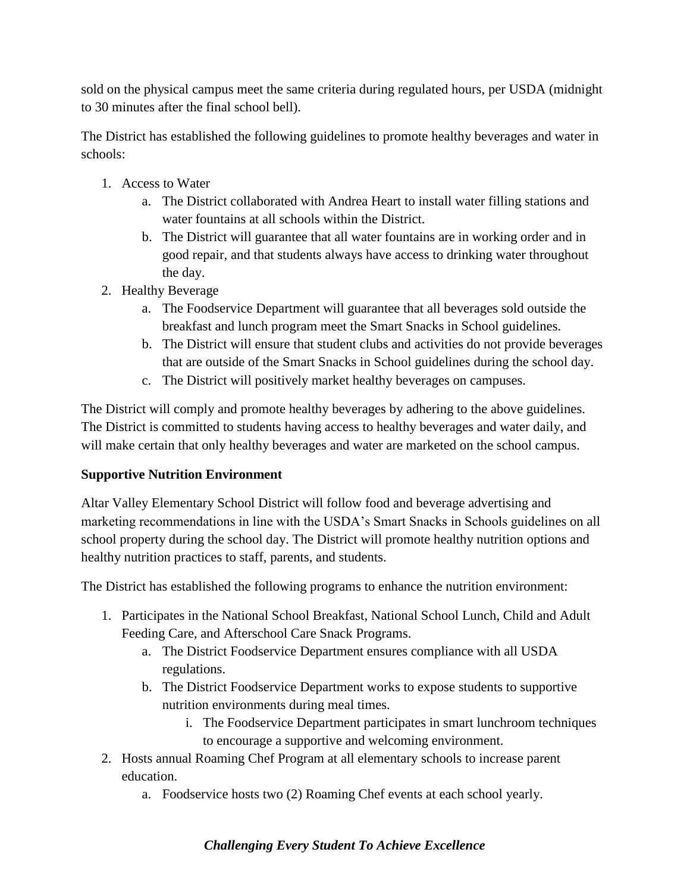sold on the physical campus meet the same criteria during regulated hours, per USDA (midnight to 30 minutes after the final school bell).

The District has established the following guidelines to promote healthy beverages and water in schools:

1. Access to Water
   a. The District collaborated with Andrea Heart to install water filling stations and water fountains at all schools within the District.
   b. The District will guarantee that all water fountains are in working order and in good repair, and that students always have access to drinking water throughout the day.
2. Healthy Beverage
   a. The Foodservice Department will guarantee that all beverages sold outside the breakfast and lunch program meet the Smart Snacks in School guidelines.
   b. The District will ensure that student clubs and activities do not provide beverages that are outside of the Smart Snacks in School guidelines during the school day.
   c. The District will positively market healthy beverages on campuses.

The District will comply and promote healthy beverages by adhering to the above guidelines. The District is committed to students having access to healthy beverages and water daily, and will make certain that only healthy beverages and water are marketed on the school campus.

**Supportive Nutrition Environment**

Altar Valley Elementary School District will follow food and beverage advertising and marketing recommendations in line with the USDA's Smart Snacks in Schools guidelines on all school property during the school day. The District will promote healthy nutrition options and healthy nutrition practices to staff, parents, and students.

The District has established the following programs to enhance the nutrition environment:

1. Participates in the National School Breakfast, National School Lunch, Child and Adult Feeding Care, and Afterschool Care Snack Programs.
   a. The District Foodservice Department ensures compliance with all USDA regulations.
   b. The District Foodservice Department works to expose students to supportive nutrition environments during meal times.
      i. The Foodservice Department participates in smart lunchroom techniques to encourage a supportive and welcoming environment.
2. Hosts annual Roaming Chef Program at all elementary schools to increase parent education.
   a. Foodservice hosts two (2) Roaming Chef events at each school yearly.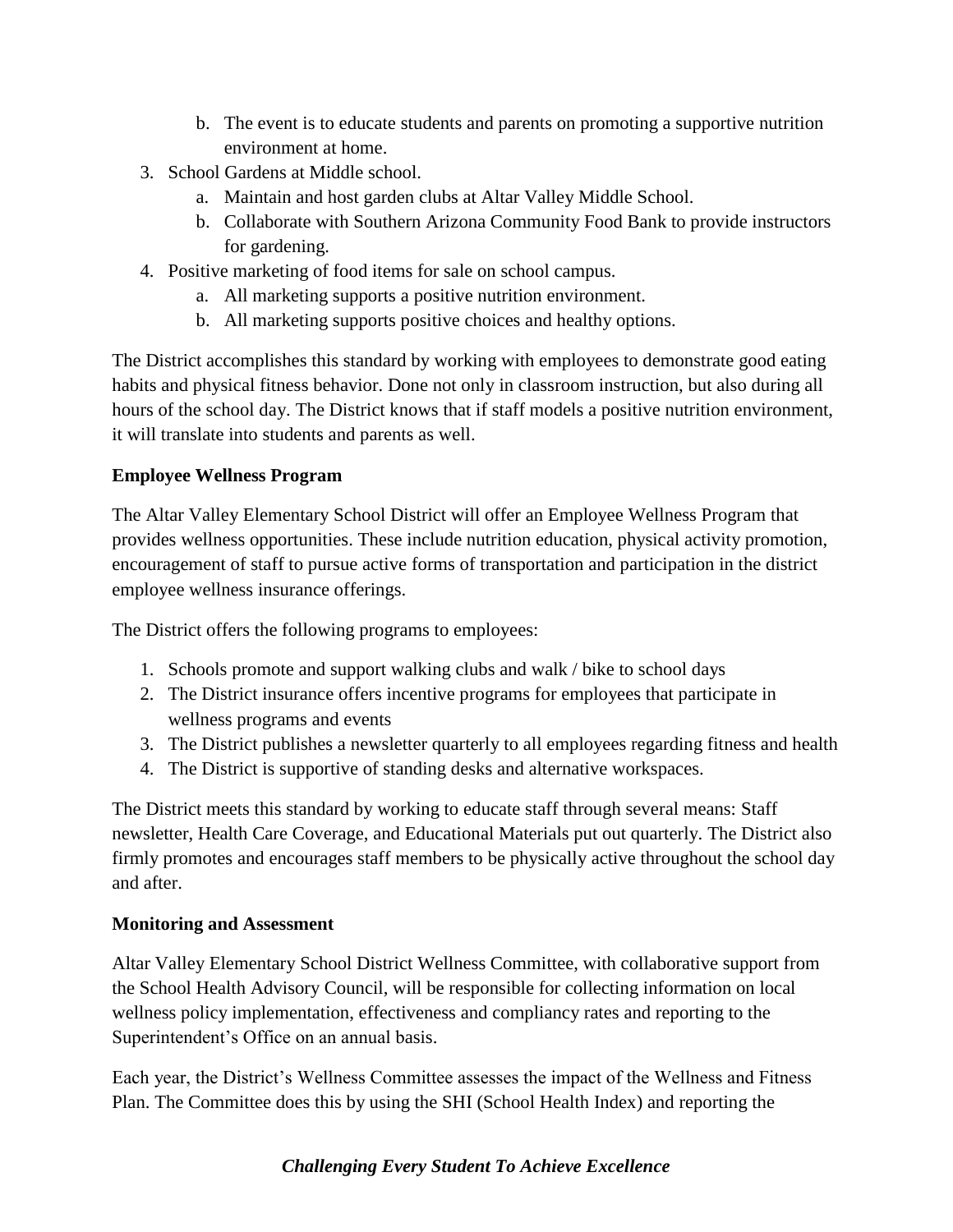b. The event is to educate students and parents on promoting a supportive nutrition environment at home.

3. School Gardens at Middle school.
   a. Maintain and host garden clubs at Altar Valley Middle School.
   b. Collaborate with Southern Arizona Community Food Bank to provide instructors for gardening.
4. Positive marketing of food items for sale on school campus.
   a. All marketing supports a positive nutrition environment.
   b. All marketing supports positive choices and healthy options.

The District accomplishes this standard by working with employees to demonstrate good eating habits and physical fitness behavior. Done not only in classroom instruction, but also during all hours of the school day. The District knows that if staff models a positive nutrition environment, it will translate into students and parents as well.

**Employee Wellness Program**

The Altar Valley Elementary School District will offer an Employee Wellness Program that provides wellness opportunities. These include nutrition education, physical activity promotion, encouragement of staff to pursue active forms of transportation and participation in the district employee wellness insurance offerings.

The District offers the following programs to employees:

1. Schools promote and support walking clubs and walk / bike to school days
2. The District insurance offers incentive programs for employees that participate in wellness programs and events
3. The District publishes a newsletter quarterly to all employees regarding fitness and health
4. The District is supportive of standing desks and alternative workspaces.

The District meets this standard by working to educate staff through several means: Staff newsletter, Health Care Coverage, and Educational Materials put out quarterly. The District also firmly promotes and encourages staff members to be physically active throughout the school day and after.

**Monitoring and Assessment**

Altar Valley Elementary School District Wellness Committee, with collaborative support from the School Health Advisory Council, will be responsible for collecting information on local wellness policy implementation, effectiveness and compliancy rates and reporting to the Superintendent's Office on an annual basis.

Each year, the District's Wellness Committee assesses the impact of the Wellness and Fitness Plan. The Committee does this by using the SHI (School Health Index) and reporting the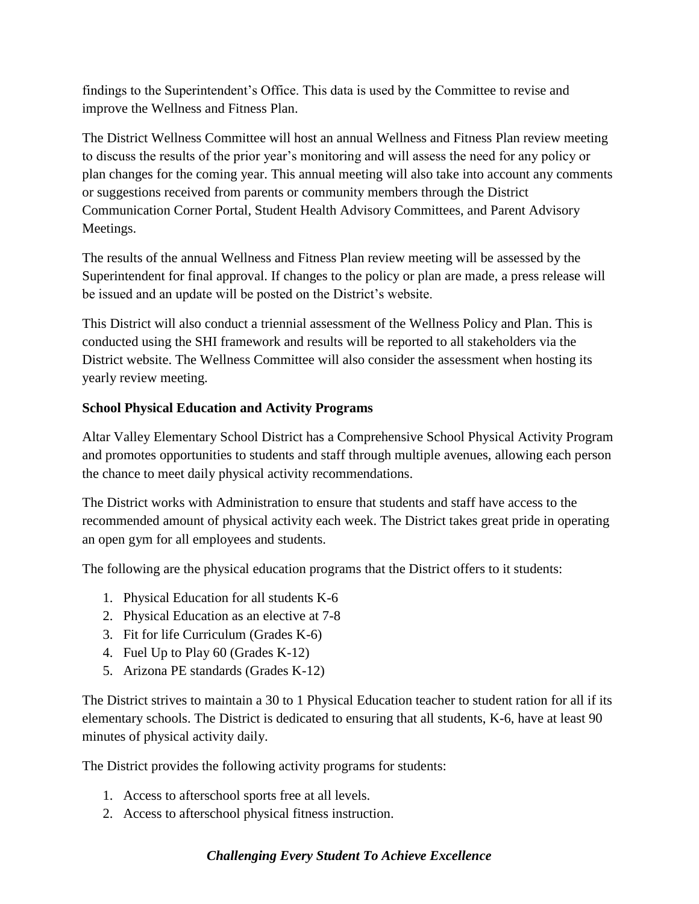findings to the Superintendent's Office. This data is used by the Committee to revise and improve the Wellness and Fitness Plan.

The District Wellness Committee will host an annual Wellness and Fitness Plan review meeting to discuss the results of the prior year's monitoring and will assess the need for any policy or plan changes for the coming year. This annual meeting will also take into account any comments or suggestions received from parents or community members through the District Communication Corner Portal, Student Health Advisory Committees, and Parent Advisory Meetings.

The results of the annual Wellness and Fitness Plan review meeting will be assessed by the Superintendent for final approval. If changes to the policy or plan are made, a press release will be issued and an update will be posted on the District's website.

This District will also conduct a triennial assessment of the Wellness Policy and Plan. This is conducted using the SHI framework and results will be reported to all stakeholders via the District website. The Wellness Committee will also consider the assessment when hosting its yearly review meeting.

**School Physical Education and Activity Programs**

Altar Valley Elementary School District has a Comprehensive School Physical Activity Program and promotes opportunities to students and staff through multiple avenues, allowing each person the chance to meet daily physical activity recommendations.

The District works with Administration to ensure that students and staff have access to the recommended amount of physical activity each week. The District takes great pride in operating an open gym for all employees and students.

The following are the physical education programs that the District offers to it students:

1. Physical Education for all students K-6
2. Physical Education as an elective at 7-8
3. Fit for life Curriculum (Grades K-6)
4. Fuel Up to Play 60 (Grades K-12)
5. Arizona PE standards (Grades K-12)

The District strives to maintain a 30 to 1 Physical Education teacher to student ration for all if its elementary schools. The District is dedicated to ensuring that all students, K-6, have at least 90 minutes of physical activity daily.

The District provides the following activity programs for students:

1. Access to afterschool sports free at all levels.
2. Access to afterschool physical fitness instruction.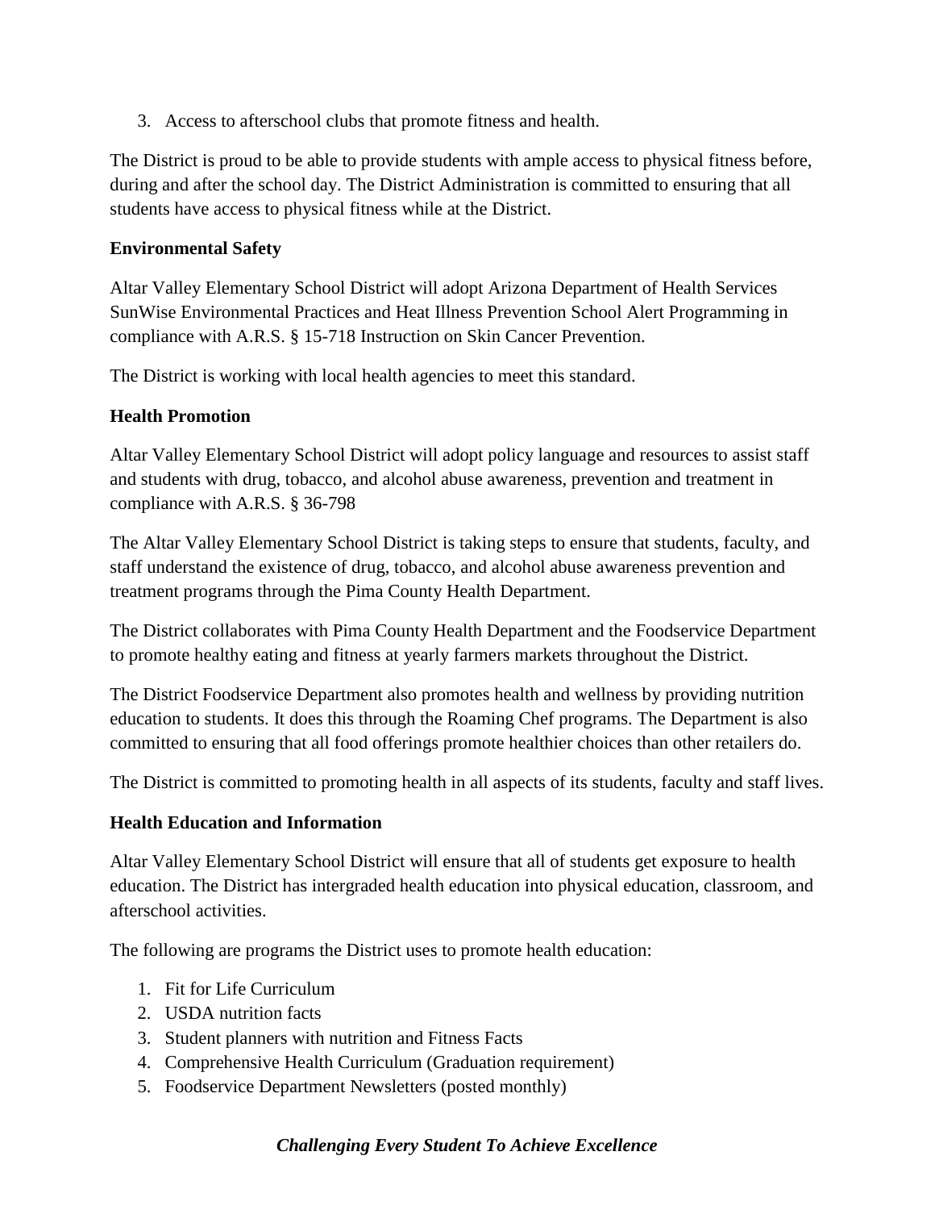3. Access to afterschool clubs that promote fitness and health.

The District is proud to be able to provide students with ample access to physical fitness before, during and after the school day. The District Administration is committed to ensuring that all students have access to physical fitness while at the District.

**Environmental Safety**

Altar Valley Elementary School District will adopt Arizona Department of Health Services SunWise Environmental Practices and Heat Illness Prevention School Alert Programming in compliance with A.R.S. § 15-718 Instruction on Skin Cancer Prevention.

The District is working with local health agencies to meet this standard.

**Health Promotion**

Altar Valley Elementary School District will adopt policy language and resources to assist staff and students with drug, tobacco, and alcohol abuse awareness, prevention and treatment in compliance with A.R.S. § 36-798

The Altar Valley Elementary School District is taking steps to ensure that students, faculty, and staff understand the existence of drug, tobacco, and alcohol abuse awareness prevention and treatment programs through the Pima County Health Department.

The District collaborates with Pima County Health Department and the Foodservice Department to promote healthy eating and fitness at yearly farmers markets throughout the District.

The District Foodservice Department also promotes health and wellness by providing nutrition education to students. It does this through the Roaming Chef programs. The Department is also committed to ensuring that all food offerings promote healthier choices than other retailers do.

The District is committed to promoting health in all aspects of its students, faculty and staff lives.

**Health Education and Information**

Altar Valley Elementary School District will ensure that all of students get exposure to health education. The District has intergraded health education into physical education, classroom, and afterschool activities.

The following are programs the District uses to promote health education:

1. Fit for Life Curriculum
2. USDA nutrition facts
3. Student planners with nutrition and Fitness Facts
4. Comprehensive Health Curriculum (Graduation requirement)
5. Foodservice Department Newsletters (posted monthly)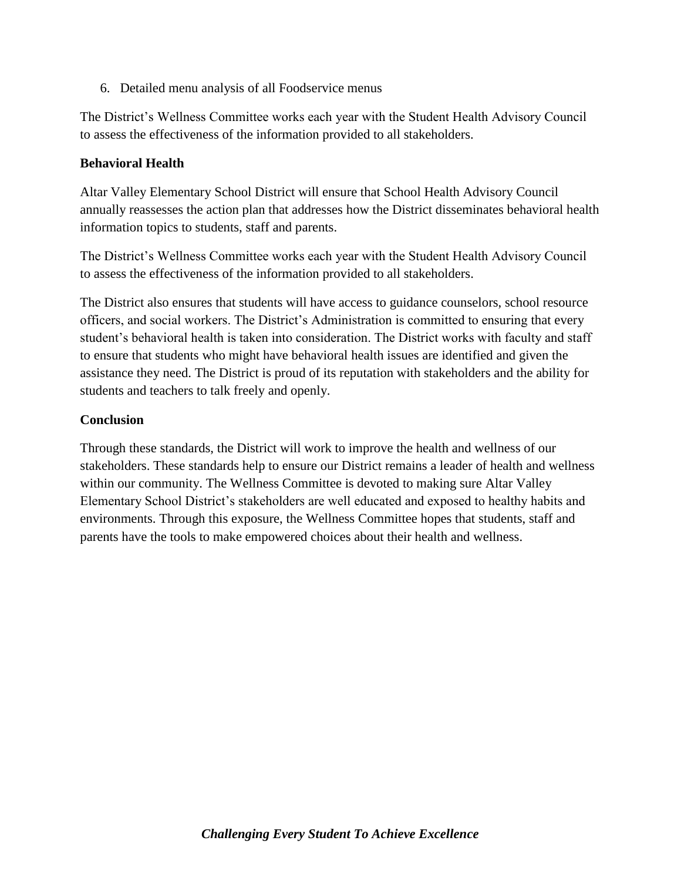6. Detailed menu analysis of all Foodservice menus

The District's Wellness Committee works each year with the Student Health Advisory Council to assess the effectiveness of the information provided to all stakeholders.

**Behavioral Health**

Altar Valley Elementary School District will ensure that School Health Advisory Council annually reassesses the action plan that addresses how the District disseminates behavioral health information topics to students, staff and parents.

The District's Wellness Committee works each year with the Student Health Advisory Council to assess the effectiveness of the information provided to all stakeholders.

The District also ensures that students will have access to guidance counselors, school resource officers, and social workers. The District's Administration is committed to ensuring that every student's behavioral health is taken into consideration. The District works with faculty and staff to ensure that students who might have behavioral health issues are identified and given the assistance they need. The District is proud of its reputation with stakeholders and the ability for students and teachers to talk freely and openly.

**Conclusion**

Through these standards, the District will work to improve the health and wellness of our stakeholders. These standards help to ensure our District remains a leader of health and wellness within our community. The Wellness Committee is devoted to making sure Altar Valley Elementary School District's stakeholders are well educated and exposed to healthy habits and environments. Through this exposure, the Wellness Committee hopes that students, staff and parents have the tools to make empowered choices about their health and wellness.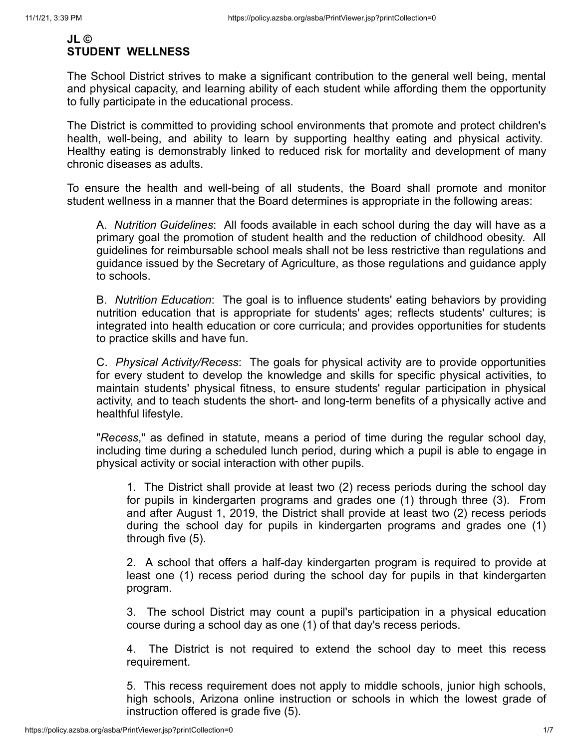# JL ©
# STUDENT WELLNESS

The School District strives to make a significant contribution to the general well being, mental and physical capacity, and learning ability of each student while affording them the opportunity to fully participate in the educational process.

The District is committed to providing school environments that promote and protect children's health, well-being, and ability to learn by supporting healthy eating and physical activity. Healthy eating is demonstrably linked to reduced risk for mortality and development of many chronic diseases as adults.

To ensure the health and well-being of all students, the Board shall promote and monitor student wellness in a manner that the Board determines is appropriate in the following areas:

A. *Nutrition Guidelines*: All foods available in each school during the day will have as a primary goal the promotion of student health and the reduction of childhood obesity. All guidelines for reimbursable school meals shall not be less restrictive than regulations and guidance issued by the Secretary of Agriculture, as those regulations and guidance apply to schools.

B. *Nutrition Education*: The goal is to influence students' eating behaviors by providing nutrition education that is appropriate for students' ages; reflects students' cultures; is integrated into health education or core curricula; and provides opportunities for students to practice skills and have fun.

C. *Physical Activity/Recess*: The goals for physical activity are to provide opportunities for every student to develop the knowledge and skills for specific physical activities, to maintain students' physical fitness, to ensure students' regular participation in physical activity, and to teach students the short- and long-term benefits of a physically active and healthful lifestyle.

"*Recess*," as defined in statute, means a period of time during the regular school day, including time during a scheduled lunch period, during which a pupil is able to engage in physical activity or social interaction with other pupils.

1. The District shall provide at least two (2) recess periods during the school day for pupils in kindergarten programs and grades one (1) through three (3). From and after August 1, 2019, the District shall provide at least two (2) recess periods during the school day for pupils in kindergarten programs and grades one (1) through five (5).

2. A school that offers a half-day kindergarten program is required to provide at least one (1) recess period during the school day for pupils in that kindergarten program.

3. The school District may count a pupil's participation in a physical education course during a school day as one (1) of that day's recess periods.

4. The District is not required to extend the school day to meet this recess requirement.

5. This recess requirement does not apply to middle schools, junior high schools, high schools, Arizona online instruction or schools in which the lowest grade of instruction offered is grade five (5).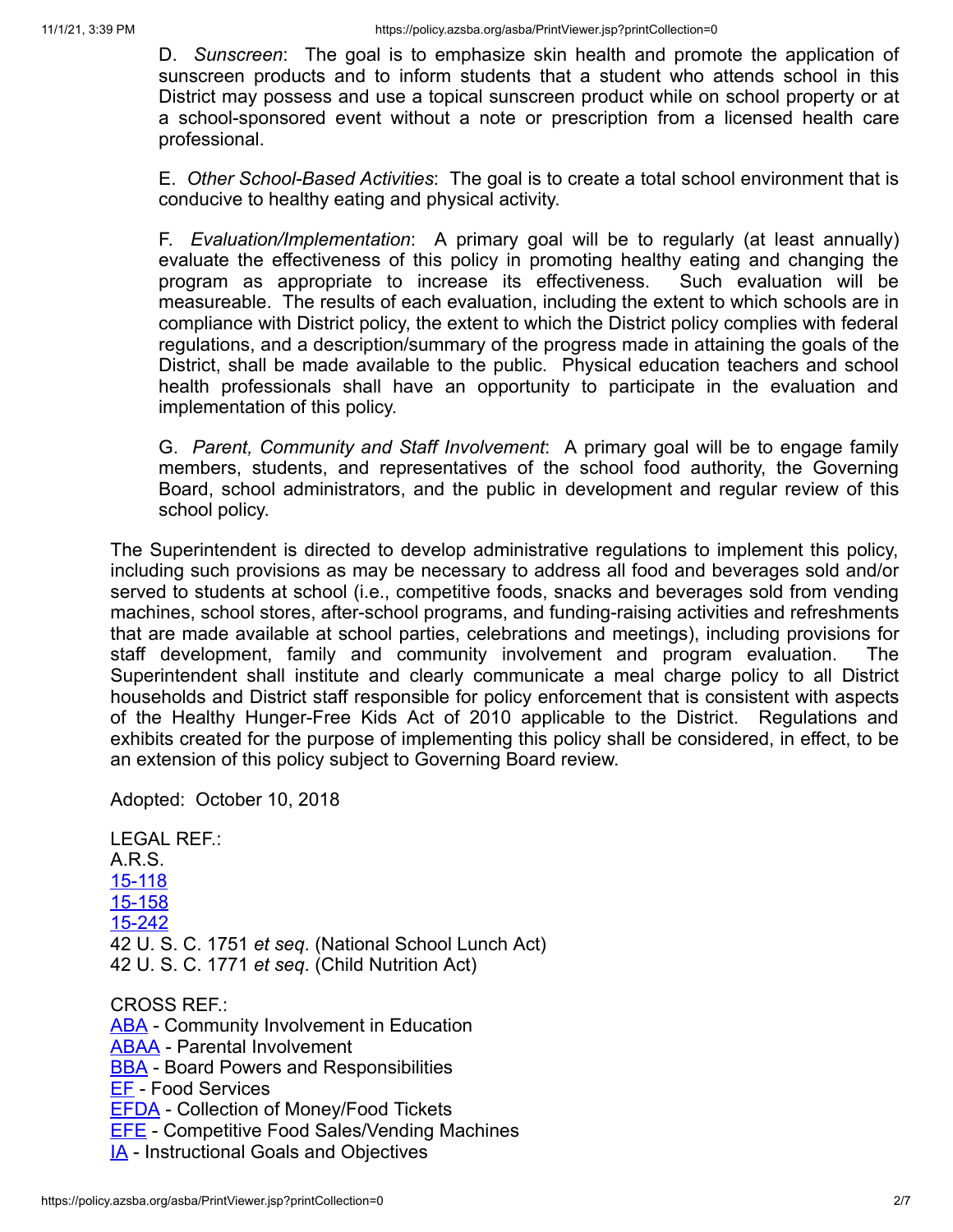D. *Sunscreen*: The goal is to emphasize skin health and promote the application of sunscreen products and to inform students that a student who attends school in this District may possess and use a topical sunscreen product while on school property or at a school-sponsored event without a note or prescription from a licensed health care professional.

E. *Other School-Based Activities*: The goal is to create a total school environment that is conducive to healthy eating and physical activity.

F. *Evaluation/Implementation*: A primary goal will be to regularly (at least annually) evaluate the effectiveness of this policy in promoting healthy eating and changing the program as appropriate to increase its effectiveness. Such evaluation will be measureable. The results of each evaluation, including the extent to which schools are in compliance with District policy, the extent to which the District policy complies with federal regulations, and a description/summary of the progress made in attaining the goals of the District, shall be made available to the public. Physical education teachers and school health professionals shall have an opportunity to participate in the evaluation and implementation of this policy.

G. *Parent, Community and Staff Involvement*: A primary goal will be to engage family members, students, and representatives of the school food authority, the Governing Board, school administrators, and the public in development and regular review of this school policy.

The Superintendent is directed to develop administrative regulations to implement this policy, including such provisions as may be necessary to address all food and beverages sold and/or served to students at school (i.e., competitive foods, snacks and beverages sold from vending machines, school stores, after-school programs, and funding-raising activities and refreshments that are made available at school parties, celebrations and meetings), including provisions for staff development, family and community involvement and program evaluation. The Superintendent shall institute and clearly communicate a meal charge policy to all District households and District staff responsible for policy enforcement that is consistent with aspects of the Healthy Hunger-Free Kids Act of 2010 applicable to the District. Regulations and exhibits created for the purpose of implementing this policy shall be considered, in effect, to be an extension of this policy subject to Governing Board review.

Adopted: October 10, 2018

LEGAL REF.:
A.R.S.
15-118
15-158
15-242
42 U. S. C. 1751 *et seq*. (National School Lunch Act)
42 U. S. C. 1771 *et seq*. (Child Nutrition Act)

CROSS REF.:
ABA - Community Involvement in Education
ABAA - Parental Involvement
BBA - Board Powers and Responsibilities
EF - Food Services
EFDA - Collection of Money/Food Tickets
EFE - Competitive Food Sales/Vending Machines
IA - Instructional Goals and Objectives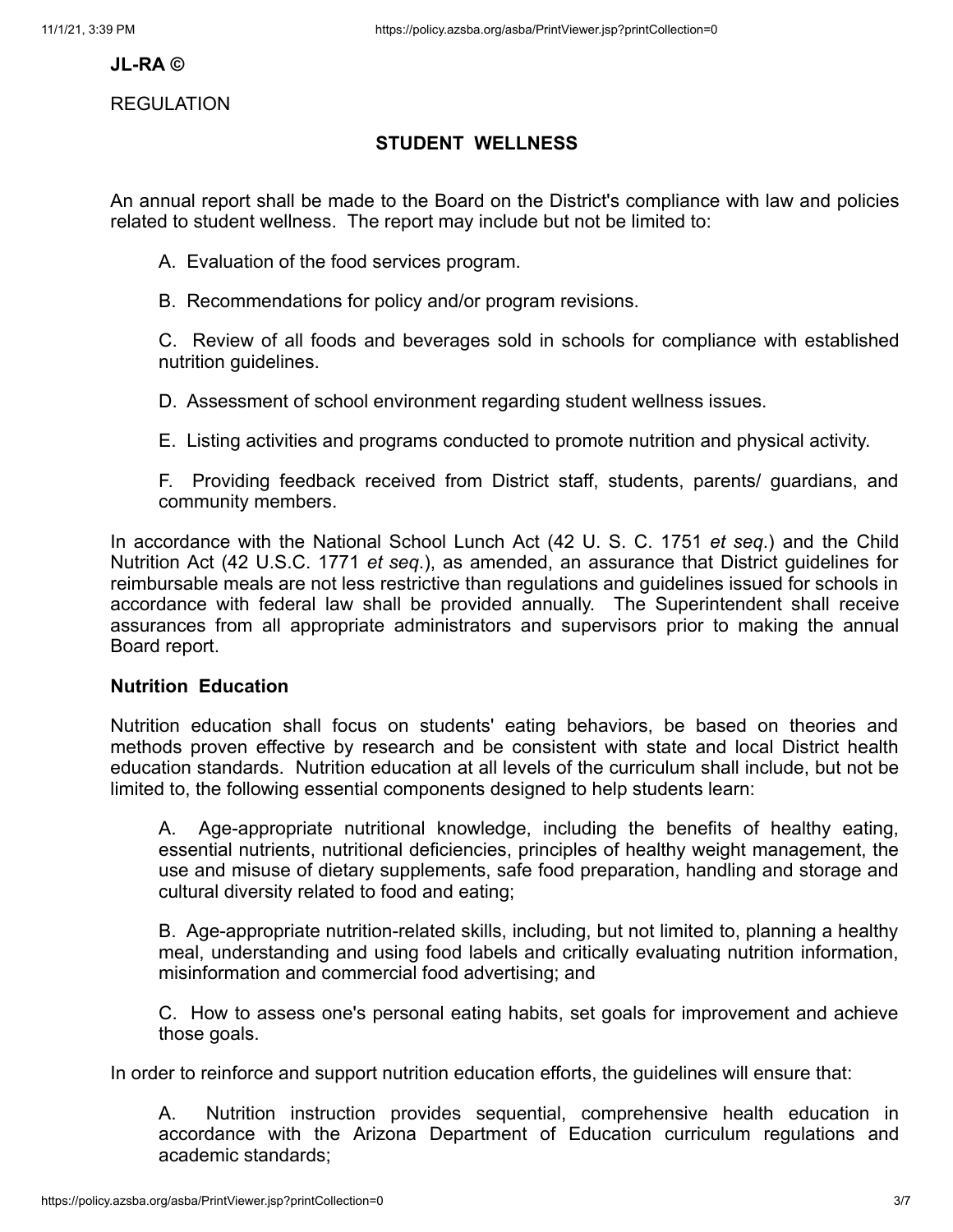**JL-RA ©**

REGULATION

## STUDENT WELLNESS

An annual report shall be made to the Board on the District's compliance with law and policies related to student wellness. The report may include but not be limited to:

A. Evaluation of the food services program.

B. Recommendations for policy and/or program revisions.

C. Review of all foods and beverages sold in schools for compliance with established nutrition guidelines.

D. Assessment of school environment regarding student wellness issues.

E. Listing activities and programs conducted to promote nutrition and physical activity.

F. Providing feedback received from District staff, students, parents/ guardians, and community members.

In accordance with the National School Lunch Act (42 U. S. C. 1751 *et seq.*) and the Child Nutrition Act (42 U.S.C. 1771 *et seq.*), as amended, an assurance that District guidelines for reimbursable meals are not less restrictive than regulations and guidelines issued for schools in accordance with federal law shall be provided annually. The Superintendent shall receive assurances from all appropriate administrators and supervisors prior to making the annual Board report.

### Nutrition Education

Nutrition education shall focus on students' eating behaviors, be based on theories and methods proven effective by research and be consistent with state and local District health education standards. Nutrition education at all levels of the curriculum shall include, but not be limited to, the following essential components designed to help students learn:

A. Age-appropriate nutritional knowledge, including the benefits of healthy eating, essential nutrients, nutritional deficiencies, principles of healthy weight management, the use and misuse of dietary supplements, safe food preparation, handling and storage and cultural diversity related to food and eating;

B. Age-appropriate nutrition-related skills, including, but not limited to, planning a healthy meal, understanding and using food labels and critically evaluating nutrition information, misinformation and commercial food advertising; and

C. How to assess one's personal eating habits, set goals for improvement and achieve those goals.

In order to reinforce and support nutrition education efforts, the guidelines will ensure that:

A. Nutrition instruction provides sequential, comprehensive health education in accordance with the Arizona Department of Education curriculum regulations and academic standards;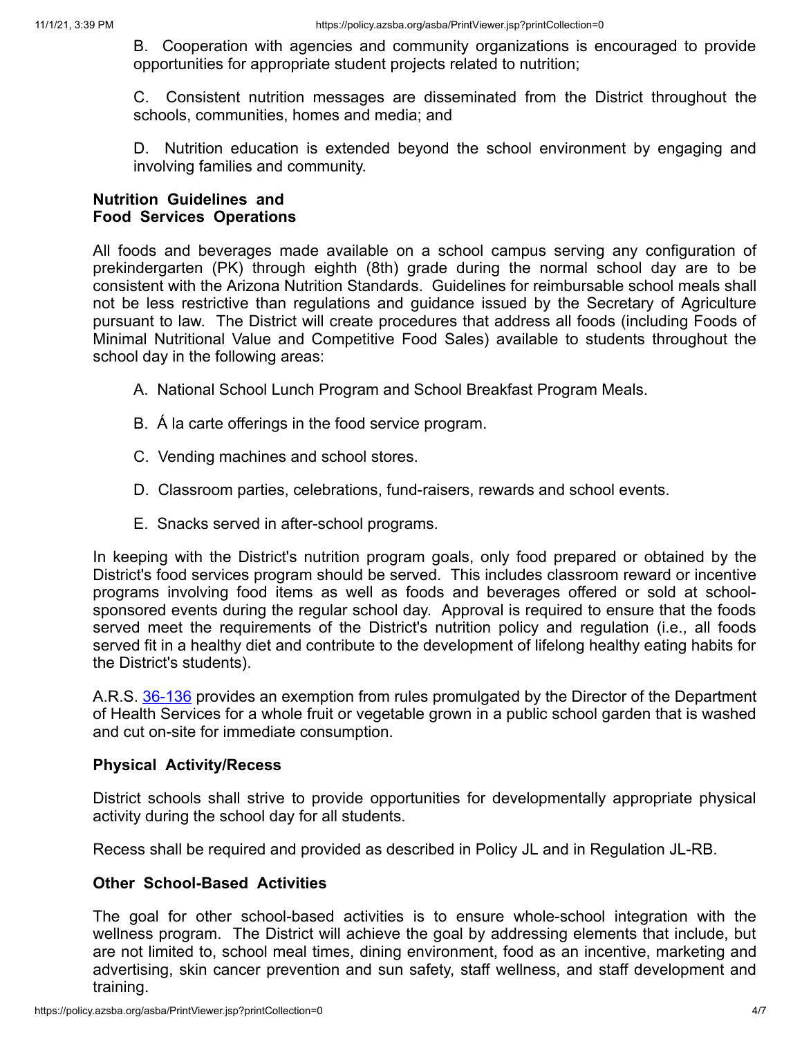B. Cooperation with agencies and community organizations is encouraged to provide opportunities for appropriate student projects related to nutrition;

C. Consistent nutrition messages are disseminated from the District throughout the schools, communities, homes and media; and

D. Nutrition education is extended beyond the school environment by engaging and involving families and community.

**Nutrition Guidelines and Food Services Operations**

All foods and beverages made available on a school campus serving any configuration of prekindergarten (PK) through eighth (8th) grade during the normal school day are to be consistent with the Arizona Nutrition Standards. Guidelines for reimbursable school meals shall not be less restrictive than regulations and guidance issued by the Secretary of Agriculture pursuant to law. The District will create procedures that address all foods (including Foods of Minimal Nutritional Value and Competitive Food Sales) available to students throughout the school day in the following areas:

A. National School Lunch Program and School Breakfast Program Meals.

B. Á la carte offerings in the food service program.

C. Vending machines and school stores.

D. Classroom parties, celebrations, fund-raisers, rewards and school events.

E. Snacks served in after-school programs.

In keeping with the District's nutrition program goals, only food prepared or obtained by the District's food services program should be served. This includes classroom reward or incentive programs involving food items as well as foods and beverages offered or sold at school-sponsored events during the regular school day. Approval is required to ensure that the foods served meet the requirements of the District's nutrition policy and regulation (i.e., all foods served fit in a healthy diet and contribute to the development of lifelong healthy eating habits for the District's students).

A.R.S. 36-136 provides an exemption from rules promulgated by the Director of the Department of Health Services for a whole fruit or vegetable grown in a public school garden that is washed and cut on-site for immediate consumption.

**Physical Activity/Recess**

District schools shall strive to provide opportunities for developmentally appropriate physical activity during the school day for all students.

Recess shall be required and provided as described in Policy JL and in Regulation JL-RB.

**Other School-Based Activities**

The goal for other school-based activities is to ensure whole-school integration with the wellness program. The District will achieve the goal by addressing elements that include, but are not limited to, school meal times, dining environment, food as an incentive, marketing and advertising, skin cancer prevention and sun safety, staff wellness, and staff development and training.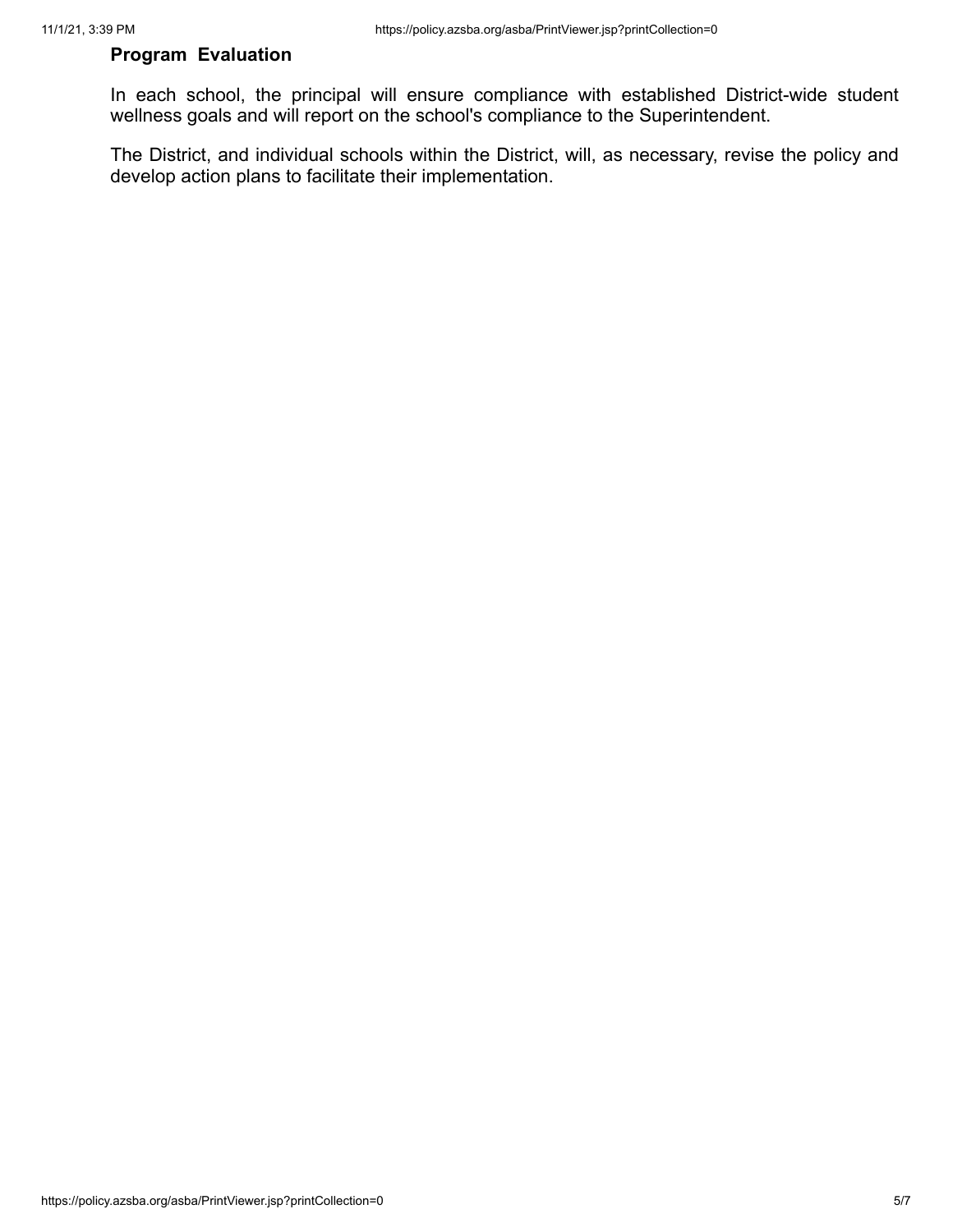**Program Evaluation**

In each school, the principal will ensure compliance with established District-wide student wellness goals and will report on the school's compliance to the Superintendent.

The District, and individual schools within the District, will, as necessary, revise the policy and develop action plans to facilitate their implementation.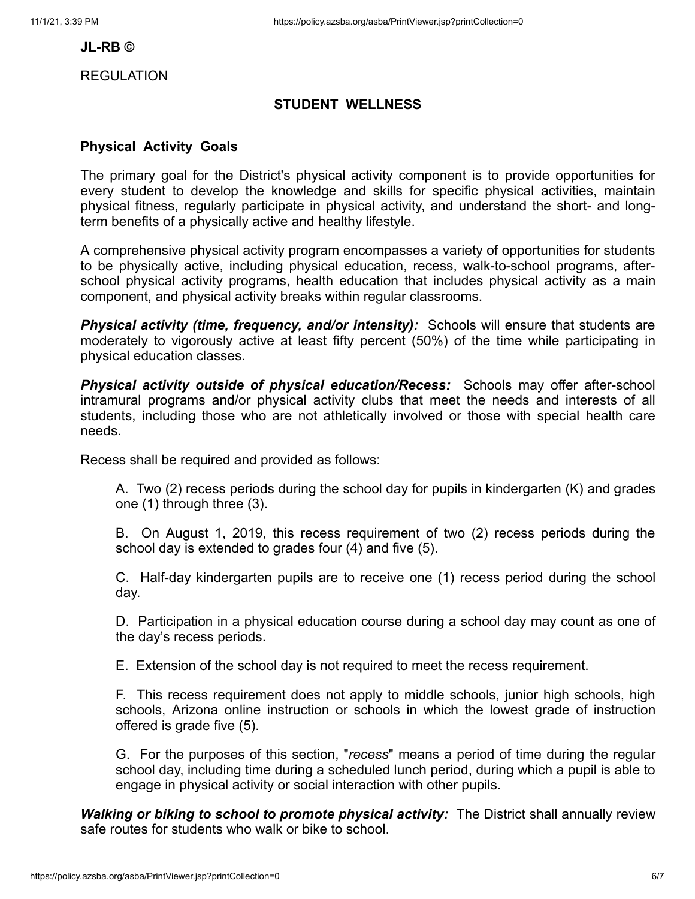**JL-RB ©**

REGULATION

## STUDENT WELLNESS

### Physical Activity Goals

The primary goal for the District's physical activity component is to provide opportunities for every student to develop the knowledge and skills for specific physical activities, maintain physical fitness, regularly participate in physical activity, and understand the short- and long-term benefits of a physically active and healthy lifestyle.

A comprehensive physical activity program encompasses a variety of opportunities for students to be physically active, including physical education, recess, walk-to-school programs, after-school physical activity programs, health education that includes physical activity as a main component, and physical activity breaks within regular classrooms.

***Physical activity (time, frequency, and/or intensity):*** Schools will ensure that students are moderately to vigorously active at least fifty percent (50%) of the time while participating in physical education classes.

***Physical activity outside of physical education/Recess:*** Schools may offer after-school intramural programs and/or physical activity clubs that meet the needs and interests of all students, including those who are not athletically involved or those with special health care needs.

Recess shall be required and provided as follows:

A. Two (2) recess periods during the school day for pupils in kindergarten (K) and grades one (1) through three (3).

B. On August 1, 2019, this recess requirement of two (2) recess periods during the school day is extended to grades four (4) and five (5).

C. Half-day kindergarten pupils are to receive one (1) recess period during the school day.

D. Participation in a physical education course during a school day may count as one of the day's recess periods.

E. Extension of the school day is not required to meet the recess requirement.

F. This recess requirement does not apply to middle schools, junior high schools, high schools, Arizona online instruction or schools in which the lowest grade of instruction offered is grade five (5).

G. For the purposes of this section, "*recess*" means a period of time during the regular school day, including time during a scheduled lunch period, during which a pupil is able to engage in physical activity or social interaction with other pupils.

***Walking or biking to school to promote physical activity:*** The District shall annually review safe routes for students who walk or bike to school.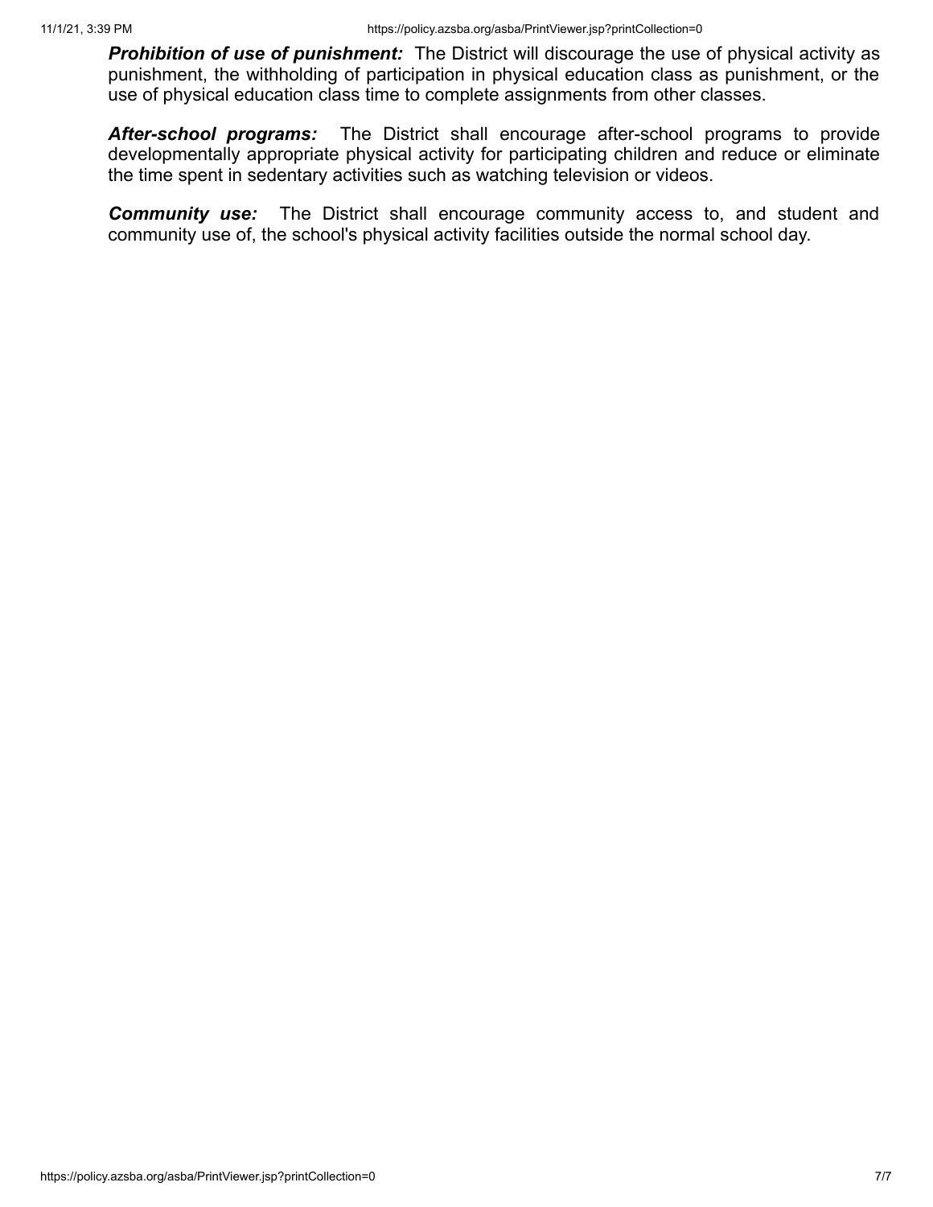***Prohibition of use of punishment:*** The District will discourage the use of physical activity as punishment, the withholding of participation in physical education class as punishment, or the use of physical education class time to complete assignments from other classes.

***After-school programs:*** The District shall encourage after-school programs to provide developmentally appropriate physical activity for participating children and reduce or eliminate the time spent in sedentary activities such as watching television or videos.

***Community use:*** The District shall encourage community access to, and student and community use of, the school's physical activity facilities outside the normal school day.